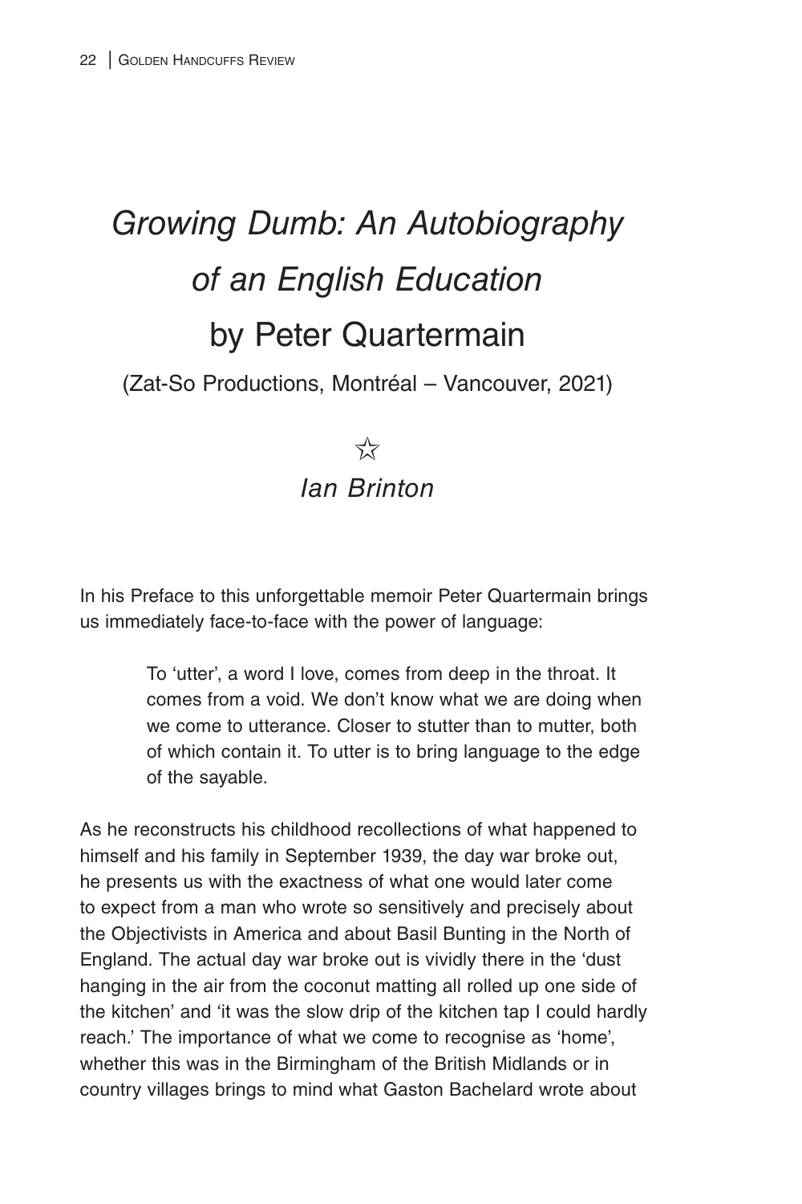# *Growing Dumb: An Autobiography of an English Education* by Peter Quartermain

(Zat-So Productions, Montréal – Vancouver, 2021)

☆

*Ian Brinton*

In his Preface to this unforgettable memoir Peter Quartermain brings us immediately face-to-face with the power of language:

> To 'utter', a word I love, comes from deep in the throat. It comes from a void. We don't know what we are doing when we come to utterance. Closer to stutter than to mutter, both of which contain it. To utter is to bring language to the edge of the sayable.

As he reconstructs his childhood recollections of what happened to himself and his family in September 1939, the day war broke out, he presents us with the exactness of what one would later come to expect from a man who wrote so sensitively and precisely about the Objectivists in America and about Basil Bunting in the North of England. The actual day war broke out is vividly there in the 'dust hanging in the air from the coconut matting all rolled up one side of the kitchen' and 'it was the slow drip of the kitchen tap I could hardly reach.' The importance of what we come to recognise as 'home', whether this was in the Birmingham of the British Midlands or in country villages brings to mind what Gaston Bachelard wrote about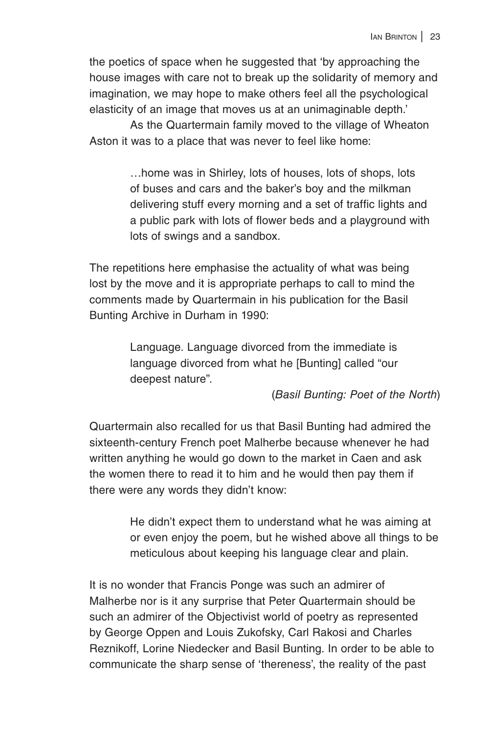the poetics of space when he suggested that 'by approaching the house images with care not to break up the solidarity of memory and imagination, we may hope to make others feel all the psychological elasticity of an image that moves us at an unimaginable depth.'

As the Quartermain family moved to the village of Wheaton Aston it was to a place that was never to feel like home:

> …home was in Shirley, lots of houses, lots of shops, lots of buses and cars and the baker's boy and the milkman delivering stuff every morning and a set of traffic lights and a public park with lots of flower beds and a playground with lots of swings and a sandbox.

The repetitions here emphasise the actuality of what was being lost by the move and it is appropriate perhaps to call to mind the comments made by Quartermain in his publication for the Basil Bunting Archive in Durham in 1990:

> Language. Language divorced from the immediate is language divorced from what he [Bunting] called "our deepest nature".
>
> (*Basil Bunting: Poet of the North*)

Quartermain also recalled for us that Basil Bunting had admired the sixteenth-century French poet Malherbe because whenever he had written anything he would go down to the market in Caen and ask the women there to read it to him and he would then pay them if there were any words they didn't know:

> He didn't expect them to understand what he was aiming at or even enjoy the poem, but he wished above all things to be meticulous about keeping his language clear and plain.

It is no wonder that Francis Ponge was such an admirer of Malherbe nor is it any surprise that Peter Quartermain should be such an admirer of the Objectivist world of poetry as represented by George Oppen and Louis Zukofsky, Carl Rakosi and Charles Reznikoff, Lorine Niedecker and Basil Bunting. In order to be able to communicate the sharp sense of 'thereness', the reality of the past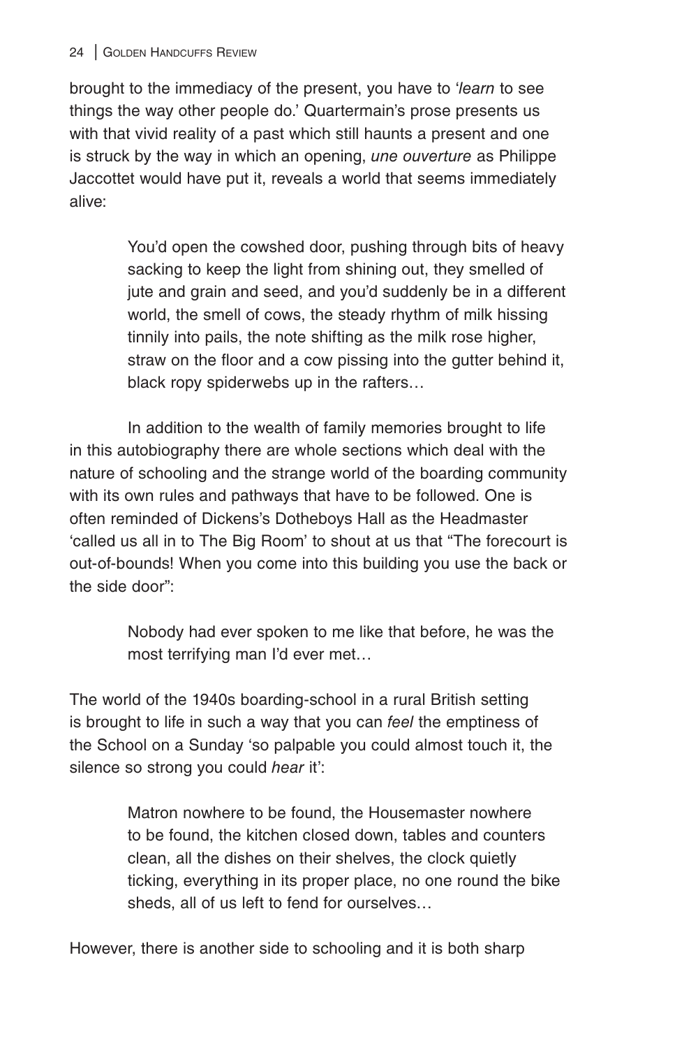brought to the immediacy of the present, you have to '*learn* to see things the way other people do.' Quartermain's prose presents us with that vivid reality of a past which still haunts a present and one is struck by the way in which an opening, *une ouverture* as Philippe Jaccottet would have put it, reveals a world that seems immediately alive:

> You'd open the cowshed door, pushing through bits of heavy sacking to keep the light from shining out, they smelled of jute and grain and seed, and you'd suddenly be in a different world, the smell of cows, the steady rhythm of milk hissing tinnily into pails, the note shifting as the milk rose higher, straw on the floor and a cow pissing into the gutter behind it, black ropy spiderwebs up in the rafters…

In addition to the wealth of family memories brought to life in this autobiography there are whole sections which deal with the nature of schooling and the strange world of the boarding community with its own rules and pathways that have to be followed. One is often reminded of Dickens's Dotheboys Hall as the Headmaster 'called us all in to The Big Room' to shout at us that "The forecourt is out-of-bounds! When you come into this building you use the back or the side door":

> Nobody had ever spoken to me like that before, he was the most terrifying man I'd ever met…

The world of the 1940s boarding-school in a rural British setting is brought to life in such a way that you can *feel* the emptiness of the School on a Sunday 'so palpable you could almost touch it, the silence so strong you could *hear* it':

> Matron nowhere to be found, the Housemaster nowhere to be found, the kitchen closed down, tables and counters clean, all the dishes on their shelves, the clock quietly ticking, everything in its proper place, no one round the bike sheds, all of us left to fend for ourselves…

However, there is another side to schooling and it is both sharp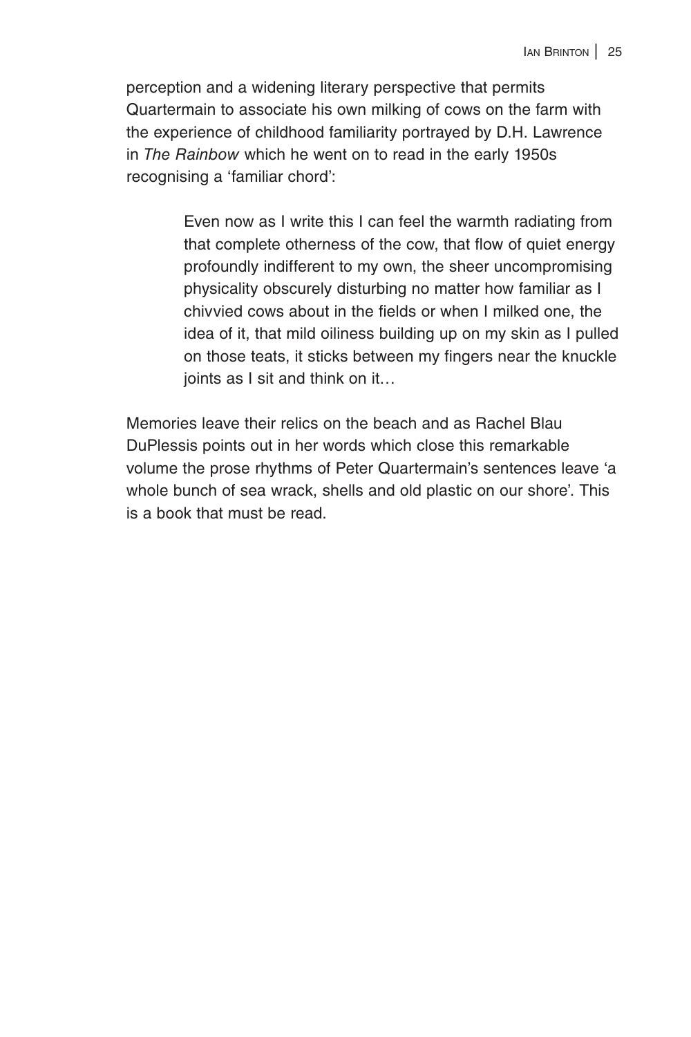perception and a widening literary perspective that permits Quartermain to associate his own milking of cows on the farm with the experience of childhood familiarity portrayed by D.H. Lawrence in *The Rainbow* which he went on to read in the early 1950s recognising a 'familiar chord':

> Even now as I write this I can feel the warmth radiating from that complete otherness of the cow, that flow of quiet energy profoundly indifferent to my own, the sheer uncompromising physicality obscurely disturbing no matter how familiar as I chivvied cows about in the fields or when I milked one, the idea of it, that mild oiliness building up on my skin as I pulled on those teats, it sticks between my fingers near the knuckle joints as I sit and think on it…

Memories leave their relics on the beach and as Rachel Blau DuPlessis points out in her words which close this remarkable volume the prose rhythms of Peter Quartermain's sentences leave 'a whole bunch of sea wrack, shells and old plastic on our shore'. This is a book that must be read.